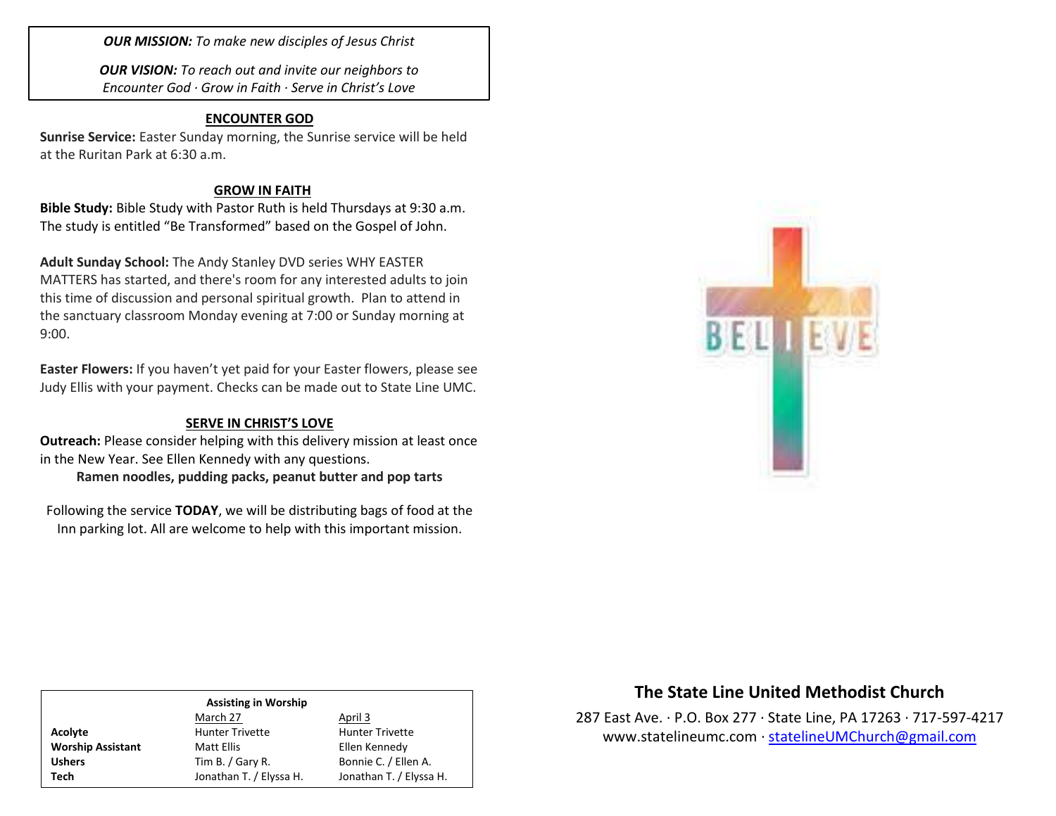***OUR MISSION:*** *To make new disciples of Jesus Christ*

***OUR VISION:*** *To reach out and invite our neighbors to Encounter God · Grow in Faith · Serve in Christ's Love*

## ENCOUNTER GOD

**Sunrise Service:** Easter Sunday morning, the Sunrise service will be held at the Ruritan Park at 6:30 a.m.

## GROW IN FAITH

**Bible Study:** Bible Study with Pastor Ruth is held Thursdays at 9:30 a.m. The study is entitled "Be Transformed" based on the Gospel of John.

**Adult Sunday School:** The Andy Stanley DVD series WHY EASTER MATTERS has started, and there's room for any interested adults to join this time of discussion and personal spiritual growth. Plan to attend in the sanctuary classroom Monday evening at 7:00 or Sunday morning at 9:00.

**Easter Flowers:** If you haven't yet paid for your Easter flowers, please see Judy Ellis with your payment. Checks can be made out to State Line UMC.

## SERVE IN CHRIST'S LOVE

**Outreach:** Please consider helping with this delivery mission at least once in the New Year. See Ellen Kennedy with any questions.

**Ramen noodles, pudding packs, peanut butter and pop tarts**

Following the service **TODAY**, we will be distributing bags of food at the Inn parking lot. All are welcome to help with this important mission.

**Assisting in Worship**

| | March 27 | April 3 |
|---|---|---|
| **Acolyte** | Hunter Trivette | Hunter Trivette |
| **Worship Assistant** | Matt Ellis | Ellen Kennedy |
| **Ushers** | Tim B. / Gary R. | Bonnie C. / Ellen A. |
| **Tech** | Jonathan T. / Elyssa H. | Jonathan T. / Elyssa H. |

BELIEVE

# The State Line United Methodist Church

287 East Ave. · P.O. Box 277 · State Line, PA 17263 · 717-597-4217
www.statelineumc.com · statelineUMChurch@gmail.com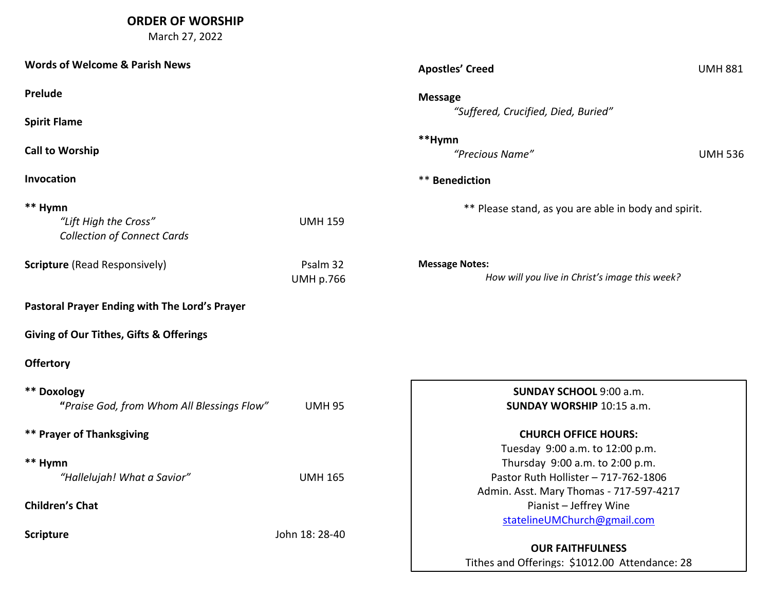## ORDER OF WORSHIP

March 27, 2022

**Words of Welcome & Parish News**

**Prelude**

**Spirit Flame**

**Call to Worship**

**Invocation**

**\*\* Hymn**
*"Lift High the Cross"* UMH 159
*Collection of Connect Cards*

**Scripture** (Read Responsively) Psalm 32 UMH p.766

**Pastoral Prayer Ending with The Lord's Prayer**

**Giving of Our Tithes, Gifts & Offerings**

**Offertory**

**\*\* Doxology**
**"***Praise God, from Whom All Blessings Flow"* UMH 95

**\*\* Prayer of Thanksgiving**

**\*\* Hymn**
*"Hallelujah! What a Savior"* UMH 165

**Children's Chat**

**Scripture** John 18: 28-40

**Apostles' Creed** UMH 881

**Message**
*"Suffered, Crucified, Died, Buried"*

**\*\*Hymn**
*"Precious Name"* UMH 536

\*\* **Benediction**

\*\* Please stand, as you are able in body and spirit.

**Message Notes:**
*How will you live in Christ's image this week?*

**SUNDAY SCHOOL** 9:00 a.m.
**SUNDAY WORSHIP** 10:15 a.m.

**CHURCH OFFICE HOURS:**
Tuesday 9:00 a.m. to 12:00 p.m.
Thursday 9:00 a.m. to 2:00 p.m.
Pastor Ruth Hollister – 717-762-1806
Admin. Asst. Mary Thomas - 717-597-4217
Pianist – Jeffrey Wine
statelineUMChurch@gmail.com

**OUR FAITHFULNESS**
Tithes and Offerings: $1012.00 Attendance: 28